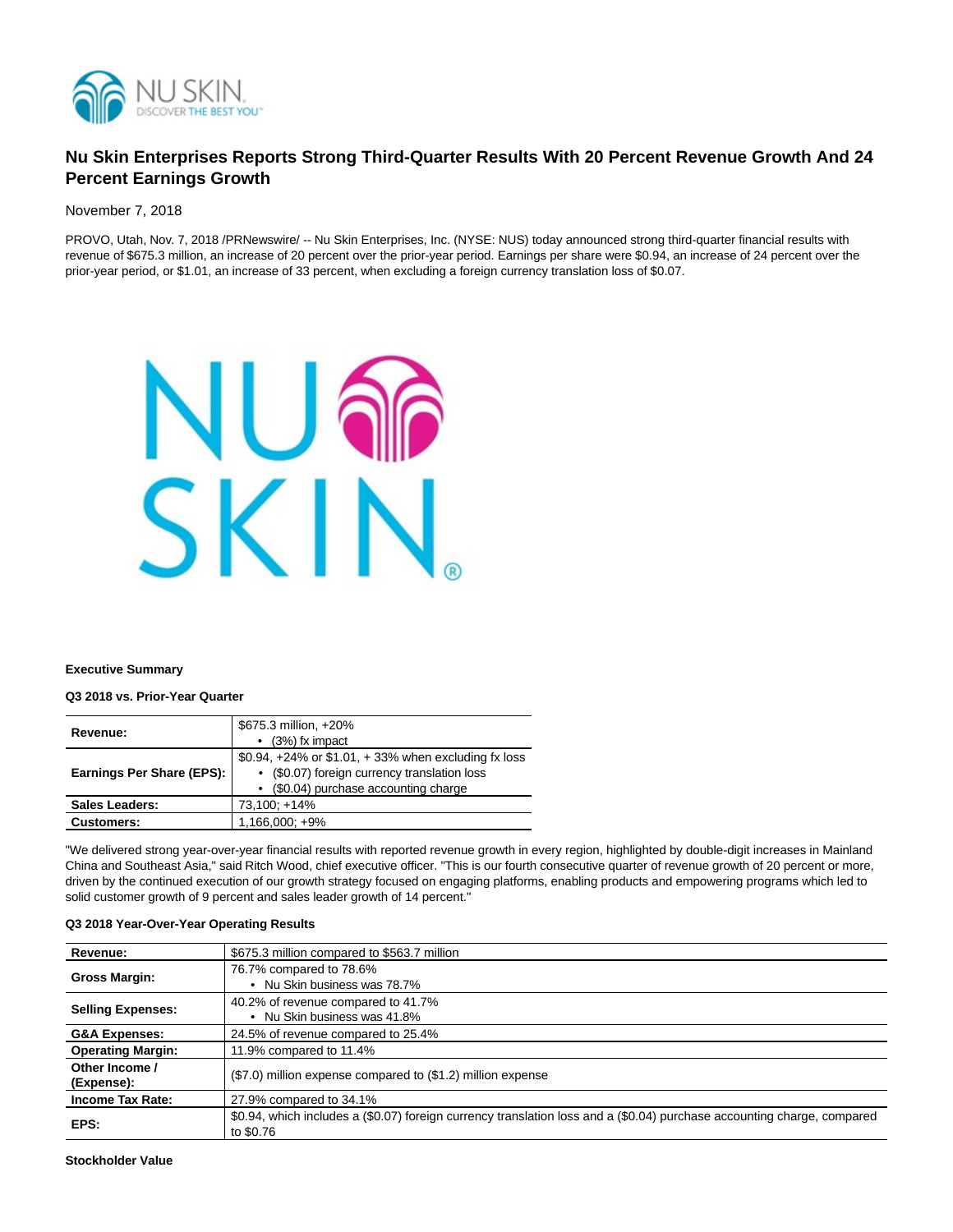# Nu Skin Enterprises Reports Strong Third-Quarter Results With 20 Percent Revenue Growth And 24 Percent Earnings Growth

November 7, 2018

PROVO, Utah, Nov. 7, 2018 /PRNewswire/ -- Nu Skin Enterprises, Inc. (NYSE: NUS) today announced strong third-quarter financial results with revenue of $675.3 million, an increase of 20 percent over the prior-year period. Earnings per share were $0.94, an increase of 24 percent over the prior-year period, or $1.01, an increase of 33 percent, when excluding a foreign currency translation loss of $0.07.

**Executive Summary**

**Q3 2018 vs. Prior-Year Quarter**

| | |
|---|---|
| **Revenue:** | $675.3 million, +20%<br>• (3%) fx impact |
| **Earnings Per Share (EPS):** | $0.94, +24% or $1.01, + 33% when excluding fx loss<br>• ($0.07) foreign currency translation loss<br>• ($0.04) purchase accounting charge |
| **Sales Leaders:** | 73,100; +14% |
| **Customers:** | 1,166,000; +9% |

"We delivered strong year-over-year financial results with reported revenue growth in every region, highlighted by double-digit increases in Mainland China and Southeast Asia," said Ritch Wood, chief executive officer. "This is our fourth consecutive quarter of revenue growth of 20 percent or more, driven by the continued execution of our growth strategy focused on engaging platforms, enabling products and empowering programs which led to solid customer growth of 9 percent and sales leader growth of 14 percent."

**Q3 2018 Year-Over-Year Operating Results**

| | |
|---|---|
| **Revenue:** | $675.3 million compared to $563.7 million |
| **Gross Margin:** | 76.7% compared to 78.6%<br>• Nu Skin business was 78.7% |
| **Selling Expenses:** | 40.2% of revenue compared to 41.7%<br>• Nu Skin business was 41.8% |
| **G&A Expenses:** | 24.5% of revenue compared to 25.4% |
| **Operating Margin:** | 11.9% compared to 11.4% |
| **Other Income / (Expense):** | ($7.0) million expense compared to ($1.2) million expense |
| **Income Tax Rate:** | 27.9% compared to 34.1% |
| **EPS:** | $0.94, which includes a ($0.07) foreign currency translation loss and a ($0.04) purchase accounting charge, compared to $0.76 |

**Stockholder Value**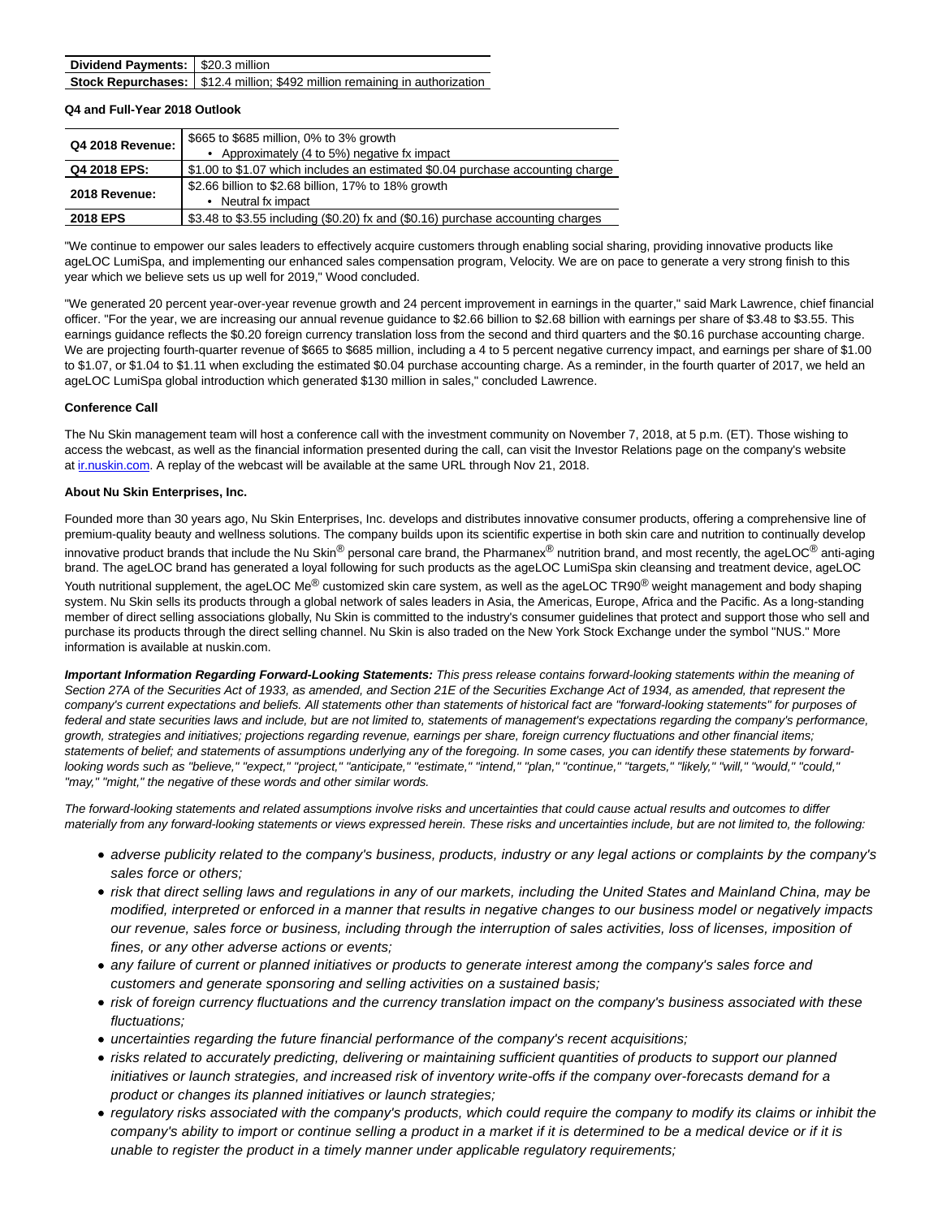| Dividend Payments: | $20.3 million |
|---|---|
| **Stock Repurchases:** | $12.4 million; $492 million remaining in authorization |

**Q4 and Full-Year 2018 Outlook**

| Q4 2018 Revenue: | $665 to $685 million, 0% to 3% growth<br>• Approximately (4 to 5%) negative fx impact |
|---|---|
| **Q4 2018 EPS:** | $1.00 to $1.07 which includes an estimated $0.04 purchase accounting charge |
| **2018 Revenue:** | $2.66 billion to $2.68 billion, 17% to 18% growth<br>• Neutral fx impact |
| **2018 EPS** | $3.48 to $3.55 including ($0.20) fx and ($0.16) purchase accounting charges |

"We continue to empower our sales leaders to effectively acquire customers through enabling social sharing, providing innovative products like ageLOC LumiSpa, and implementing our enhanced sales compensation program, Velocity. We are on pace to generate a very strong finish to this year which we believe sets us up well for 2019," Wood concluded.

"We generated 20 percent year-over-year revenue growth and 24 percent improvement in earnings in the quarter," said Mark Lawrence, chief financial officer. "For the year, we are increasing our annual revenue guidance to $2.66 billion to $2.68 billion with earnings per share of $3.48 to $3.55. This earnings guidance reflects the $0.20 foreign currency translation loss from the second and third quarters and the $0.16 purchase accounting charge. We are projecting fourth-quarter revenue of $665 to $685 million, including a 4 to 5 percent negative currency impact, and earnings per share of $1.00 to $1.07, or $1.04 to $1.11 when excluding the estimated $0.04 purchase accounting charge. As a reminder, in the fourth quarter of 2017, we held an ageLOC LumiSpa global introduction which generated $130 million in sales," concluded Lawrence.

**Conference Call**

The Nu Skin management team will host a conference call with the investment community on November 7, 2018, at 5 p.m. (ET). Those wishing to access the webcast, as well as the financial information presented during the call, can visit the Investor Relations page on the company's website at ir.nuskin.com. A replay of the webcast will be available at the same URL through Nov 21, 2018.

**About Nu Skin Enterprises, Inc.**

Founded more than 30 years ago, Nu Skin Enterprises, Inc. develops and distributes innovative consumer products, offering a comprehensive line of premium-quality beauty and wellness solutions. The company builds upon its scientific expertise in both skin care and nutrition to continually develop innovative product brands that include the Nu Skin® personal care brand, the Pharmanex® nutrition brand, and most recently, the ageLOC® anti-aging brand. The ageLOC brand has generated a loyal following for such products as the ageLOC LumiSpa skin cleansing and treatment device, ageLOC Youth nutritional supplement, the ageLOC Me® customized skin care system, as well as the ageLOC TR90® weight management and body shaping system. Nu Skin sells its products through a global network of sales leaders in Asia, the Americas, Europe, Africa and the Pacific. As a long-standing member of direct selling associations globally, Nu Skin is committed to the industry's consumer guidelines that protect and support those who sell and purchase its products through the direct selling channel. Nu Skin is also traded on the New York Stock Exchange under the symbol "NUS." More information is available at nuskin.com.

***Important Information Regarding Forward-Looking Statements:*** *This press release contains forward-looking statements within the meaning of Section 27A of the Securities Act of 1933, as amended, and Section 21E of the Securities Exchange Act of 1934, as amended, that represent the company's current expectations and beliefs. All statements other than statements of historical fact are "forward-looking statements" for purposes of federal and state securities laws and include, but are not limited to, statements of management's expectations regarding the company's performance, growth, strategies and initiatives; projections regarding revenue, earnings per share, foreign currency fluctuations and other financial items; statements of belief; and statements of assumptions underlying any of the foregoing. In some cases, you can identify these statements by forward-looking words such as "believe," "expect," "project," "anticipate," "estimate," "intend," "plan," "continue," "targets," "likely," "will," "would," "could," "may," "might," the negative of these words and other similar words.*

*The forward-looking statements and related assumptions involve risks and uncertainties that could cause actual results and outcomes to differ materially from any forward-looking statements or views expressed herein. These risks and uncertainties include, but are not limited to, the following:*

- *adverse publicity related to the company's business, products, industry or any legal actions or complaints by the company's sales force or others;*
- *risk that direct selling laws and regulations in any of our markets, including the United States and Mainland China, may be modified, interpreted or enforced in a manner that results in negative changes to our business model or negatively impacts our revenue, sales force or business, including through the interruption of sales activities, loss of licenses, imposition of fines, or any other adverse actions or events;*
- *any failure of current or planned initiatives or products to generate interest among the company's sales force and customers and generate sponsoring and selling activities on a sustained basis;*
- *risk of foreign currency fluctuations and the currency translation impact on the company's business associated with these fluctuations;*
- *uncertainties regarding the future financial performance of the company's recent acquisitions;*
- *risks related to accurately predicting, delivering or maintaining sufficient quantities of products to support our planned initiatives or launch strategies, and increased risk of inventory write-offs if the company over-forecasts demand for a product or changes its planned initiatives or launch strategies;*
- *regulatory risks associated with the company's products, which could require the company to modify its claims or inhibit the company's ability to import or continue selling a product in a market if it is determined to be a medical device or if it is unable to register the product in a timely manner under applicable regulatory requirements;*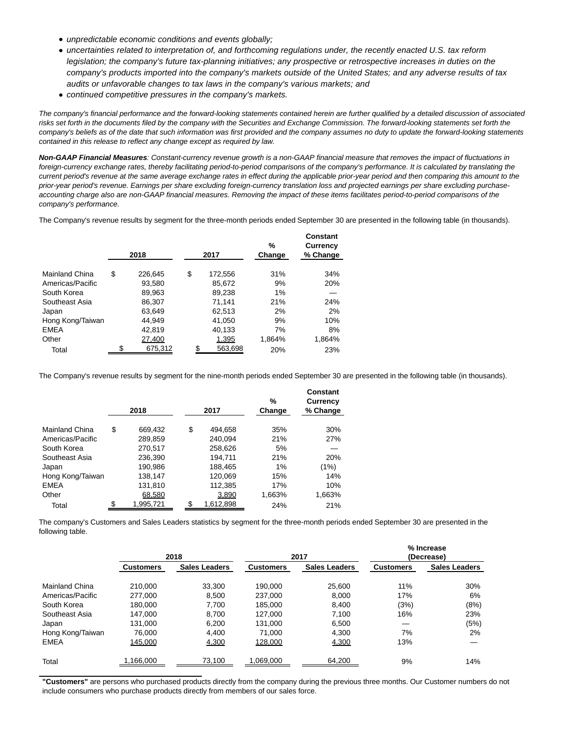- *unpredictable economic conditions and events globally;*
- *uncertainties related to interpretation of, and forthcoming regulations under, the recently enacted U.S. tax reform legislation; the company's future tax-planning initiatives; any prospective or retrospective increases in duties on the company's products imported into the company's markets outside of the United States; and any adverse results of tax audits or unfavorable changes to tax laws in the company's various markets; and*
- *continued competitive pressures in the company's markets.*

*The company's financial performance and the forward-looking statements contained herein are further qualified by a detailed discussion of associated risks set forth in the documents filed by the company with the Securities and Exchange Commission. The forward-looking statements set forth the company's beliefs as of the date that such information was first provided and the company assumes no duty to update the forward-looking statements contained in this release to reflect any change except as required by law.*

***Non-GAAP Financial Measures****: Constant-currency revenue growth is a non-GAAP financial measure that removes the impact of fluctuations in foreign-currency exchange rates, thereby facilitating period-to-period comparisons of the company's performance. It is calculated by translating the current period's revenue at the same average exchange rates in effect during the applicable prior-year period and then comparing this amount to the prior-year period's revenue. Earnings per share excluding foreign-currency translation loss and projected earnings per share excluding purchase-accounting charge also are non-GAAP financial measures. Removing the impact of these items facilitates period-to-period comparisons of the company's performance.*

The Company's revenue results by segment for the three-month periods ended September 30 are presented in the following table (in thousands).

| | 2018 | 2017 | % Change | Constant Currency % Change |
|---|---|---|---|---|
| Mainland China | $ 226,645 | $ 172,556 | 31% | 34% |
| Americas/Pacific | 93,580 | 85,672 | 9% | 20% |
| South Korea | 89,963 | 89,238 | 1% | — |
| Southeast Asia | 86,307 | 71,141 | 21% | 24% |
| Japan | 63,649 | 62,513 | 2% | 2% |
| Hong Kong/Taiwan | 44,949 | 41,050 | 9% | 10% |
| EMEA | 42,819 | 40,133 | 7% | 8% |
| Other | 27,400 | 1,395 | 1,864% | 1,864% |
| Total | $ 675,312 | $ 563,698 | 20% | 23% |

The Company's revenue results by segment for the nine-month periods ended September 30 are presented in the following table (in thousands).

| | 2018 | 2017 | % Change | Constant Currency % Change |
|---|---|---|---|---|
| Mainland China | $ 669,432 | $ 494,658 | 35% | 30% |
| Americas/Pacific | 289,859 | 240,094 | 21% | 27% |
| South Korea | 270,517 | 258,626 | 5% | — |
| Southeast Asia | 236,390 | 194,711 | 21% | 20% |
| Japan | 190,986 | 188,465 | 1% | (1%) |
| Hong Kong/Taiwan | 138,147 | 120,069 | 15% | 14% |
| EMEA | 131,810 | 112,385 | 17% | 10% |
| Other | 68,580 | 3,890 | 1,663% | 1,663% |
| Total | $ 1,995,721 | $ 1,612,898 | 24% | 21% |

The company's Customers and Sales Leaders statistics by segment for the three-month periods ended September 30 are presented in the following table.

| | 2018 | | 2017 | | % Increase (Decrease) | |
|---|---|---|---|---|---|---|
| | Customers | Sales Leaders | Customers | Sales Leaders | Customers | Sales Leaders |
| Mainland China | 210,000 | 33,300 | 190,000 | 25,600 | 11% | 30% |
| Americas/Pacific | 277,000 | 8,500 | 237,000 | 8,000 | 17% | 6% |
| South Korea | 180,000 | 7,700 | 185,000 | 8,400 | (3%) | (8%) |
| Southeast Asia | 147,000 | 8,700 | 127,000 | 7,100 | 16% | 23% |
| Japan | 131,000 | 6,200 | 131,000 | 6,500 | — | (5%) |
| Hong Kong/Taiwan | 76,000 | 4,400 | 71,000 | 4,300 | 7% | 2% |
| EMEA | 145,000 | 4,300 | 128,000 | 4,300 | 13% | — |
| Total | 1,166,000 | 73,100 | 1,069,000 | 64,200 | 9% | 14% |

**"Customers"** are persons who purchased products directly from the company during the previous three months. Our Customer numbers do not include consumers who purchase products directly from members of our sales force.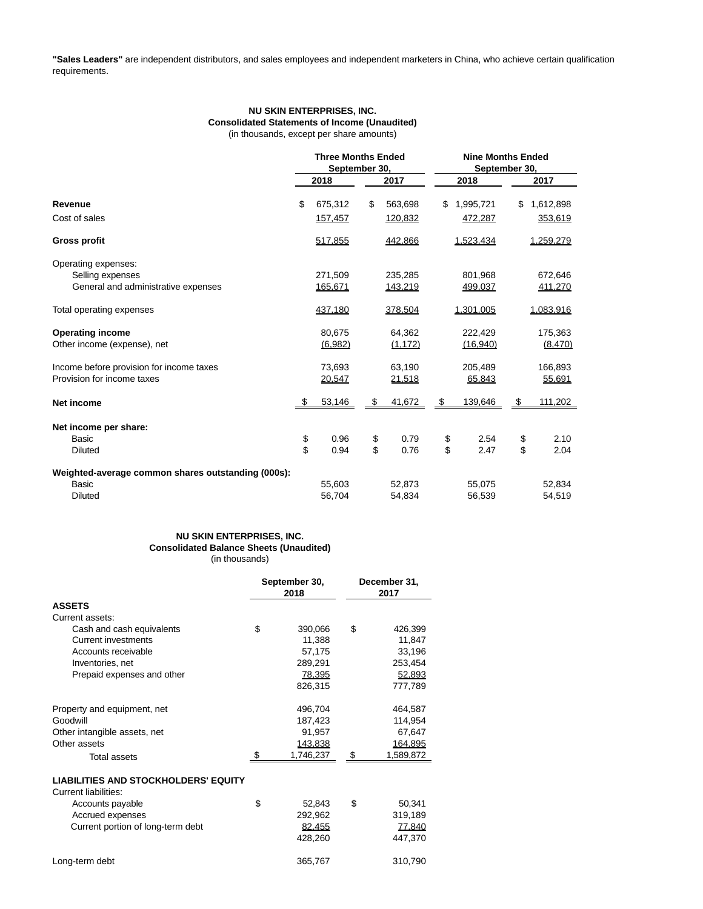**"Sales Leaders"** are independent distributors, and sales employees and independent marketers in China, who achieve certain qualification requirements.

**NU SKIN ENTERPRISES, INC.**
**Consolidated Statements of Income (Unaudited)**
(in thousands, except per share amounts)

| | Three Months Ended September 30, | | Nine Months Ended September 30, | |
|---|---|---|---|---|
| | 2018 | 2017 | 2018 | 2017 |
| **Revenue** | $ 675,312 | $ 563,698 | $ 1,995,721 | $ 1,612,898 |
| Cost of sales | 157,457 | 120,832 | 472,287 | 353,619 |
| **Gross profit** | 517,855 | 442,866 | 1,523,434 | 1,259,279 |
| Operating expenses: | | | | |
| Selling expenses | 271,509 | 235,285 | 801,968 | 672,646 |
| General and administrative expenses | 165,671 | 143,219 | 499,037 | 411,270 |
| Total operating expenses | 437,180 | 378,504 | 1,301,005 | 1,083,916 |
| **Operating income** | 80,675 | 64,362 | 222,429 | 175,363 |
| Other income (expense), net | (6,982) | (1,172) | (16,940) | (8,470) |
| Income before provision for income taxes | 73,693 | 63,190 | 205,489 | 166,893 |
| Provision for income taxes | 20,547 | 21,518 | 65,843 | 55,691 |
| **Net income** | $ 53,146 | $ 41,672 | $ 139,646 | $ 111,202 |
| **Net income per share:** | | | | |
| Basic | $ 0.96 | $ 0.79 | $ 2.54 | $ 2.10 |
| Diluted | $ 0.94 | $ 0.76 | $ 2.47 | $ 2.04 |
| **Weighted-average common shares outstanding (000s):** | | | | |
| Basic | 55,603 | 52,873 | 55,075 | 52,834 |
| Diluted | 56,704 | 54,834 | 56,539 | 54,519 |

**NU SKIN ENTERPRISES, INC.**
**Consolidated Balance Sheets (Unaudited)**
(in thousands)

| | September 30, 2018 | December 31, 2017 |
|---|---|---|
| **ASSETS** | | |
| Current assets: | | |
| Cash and cash equivalents | $ 390,066 | $ 426,399 |
| Current investments | 11,388 | 11,847 |
| Accounts receivable | 57,175 | 33,196 |
| Inventories, net | 289,291 | 253,454 |
| Prepaid expenses and other | 78,395 | 52,893 |
| | 826,315 | 777,789 |
| Property and equipment, net | 496,704 | 464,587 |
| Goodwill | 187,423 | 114,954 |
| Other intangible assets, net | 91,957 | 67,647 |
| Other assets | 143,838 | 164,895 |
| Total assets | $ 1,746,237 | $ 1,589,872 |
| **LIABILITIES AND STOCKHOLDERS' EQUITY** | | |
| Current liabilities: | | |
| Accounts payable | $ 52,843 | $ 50,341 |
| Accrued expenses | 292,962 | 319,189 |
| Current portion of long-term debt | 82,455 | 77,840 |
| | 428,260 | 447,370 |
| Long-term debt | 365,767 | 310,790 |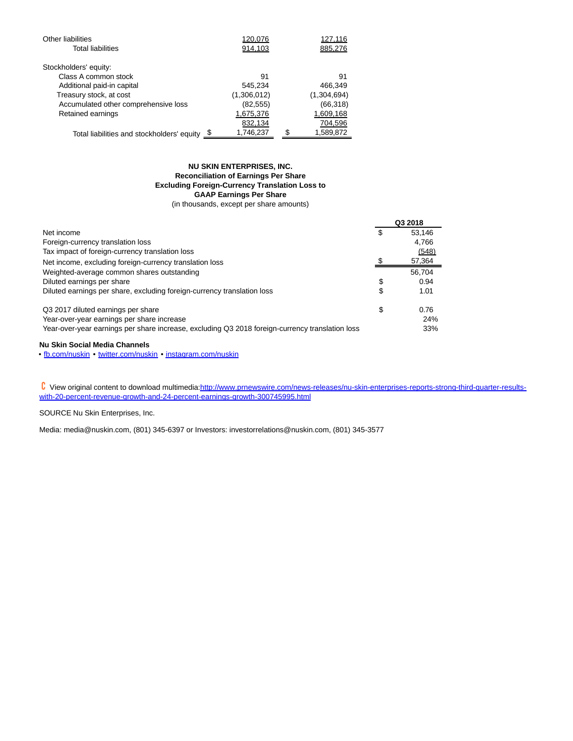| | | |
|---|---|---|
| Other liabilities | 120,076 | 127,116 |
| Total liabilities | 914,103 | 885,276 |
| | | |
| Stockholders' equity: | | |
| Class A common stock | 91 | 91 |
| Additional paid-in capital | 545,234 | 466,349 |
| Treasury stock, at cost | (1,306,012) | (1,304,694) |
| Accumulated other comprehensive loss | (82,555) | (66,318) |
| Retained earnings | 1,675,376 | 1,609,168 |
| | 832,134 | 704,596 |
| Total liabilities and stockholders' equity | $ 1,746,237 | $ 1,589,872 |

**NU SKIN ENTERPRISES, INC.**
**Reconciliation of Earnings Per Share**
**Excluding Foreign-Currency Translation Loss to**
**GAAP Earnings Per Share**
(in thousands, except per share amounts)

| | Q3 2018 |
|---|---|
| Net income | $ 53,146 |
| Foreign-currency translation loss | 4,766 |
| Tax impact of foreign-currency translation loss | (548) |
| Net income, excluding foreign-currency translation loss | $ 57,364 |
| Weighted-average common shares outstanding | 56,704 |
| Diluted earnings per share | $ 0.94 |
| Diluted earnings per share, excluding foreign-currency translation loss | $ 1.01 |
| | |
| Q3 2017 diluted earnings per share | $ 0.76 |
| Year-over-year earnings per share increase | 24% |
| Year-over-year earnings per share increase, excluding Q3 2018 foreign-currency translation loss | 33% |

**Nu Skin Social Media Channels**

• fb.com/nuskin • twitter.com/nuskin • instagram.com/nuskin

View original content to download multimedia:http://www.prnewswire.com/news-releases/nu-skin-enterprises-reports-strong-third-quarter-results-with-20-percent-revenue-growth-and-24-percent-earnings-growth-300745995.html

SOURCE Nu Skin Enterprises, Inc.

Media: media@nuskin.com, (801) 345-6397 or Investors: investorrelations@nuskin.com, (801) 345-3577